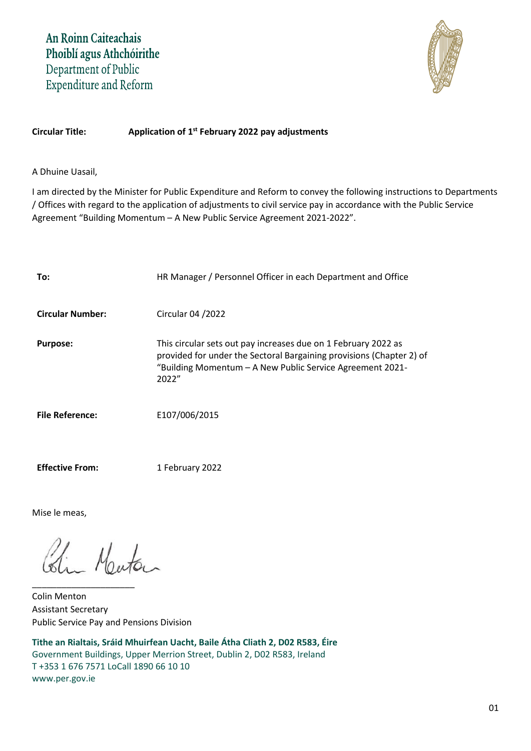An Roinn Caiteachais Phoiblí agus Athchóirithe
Department of Public Expenditure and Reform

**Circular Title:** **Application of 1st February 2022 pay adjustments**

A Dhuine Uasail,

I am directed by the Minister for Public Expenditure and Reform to convey the following instructions to Departments / Offices with regard to the application of adjustments to civil service pay in accordance with the Public Service Agreement "Building Momentum – A New Public Service Agreement 2021-2022".

| | |
|---|---|
| **To:** | HR Manager / Personnel Officer in each Department and Office |
| **Circular Number:** | Circular 04 /2022 |
| **Purpose:** | This circular sets out pay increases due on 1 February 2022 as provided for under the Sectoral Bargaining provisions (Chapter 2) of "Building Momentum – A New Public Service Agreement 2021-2022" |
| **File Reference:** | E107/006/2015 |
| **Effective From:** | 1 February 2022 |

Mise le meas,

Colin Menton
Assistant Secretary
Public Service Pay and Pensions Division

**Tithe an Rialtais, Sráid Mhuirfean Uacht, Baile Átha Cliath 2, D02 R583, Éire**
Government Buildings, Upper Merrion Street, Dublin 2, D02 R583, Ireland
T +353 1 676 7571 LoCall 1890 66 10 10
www.per.gov.ie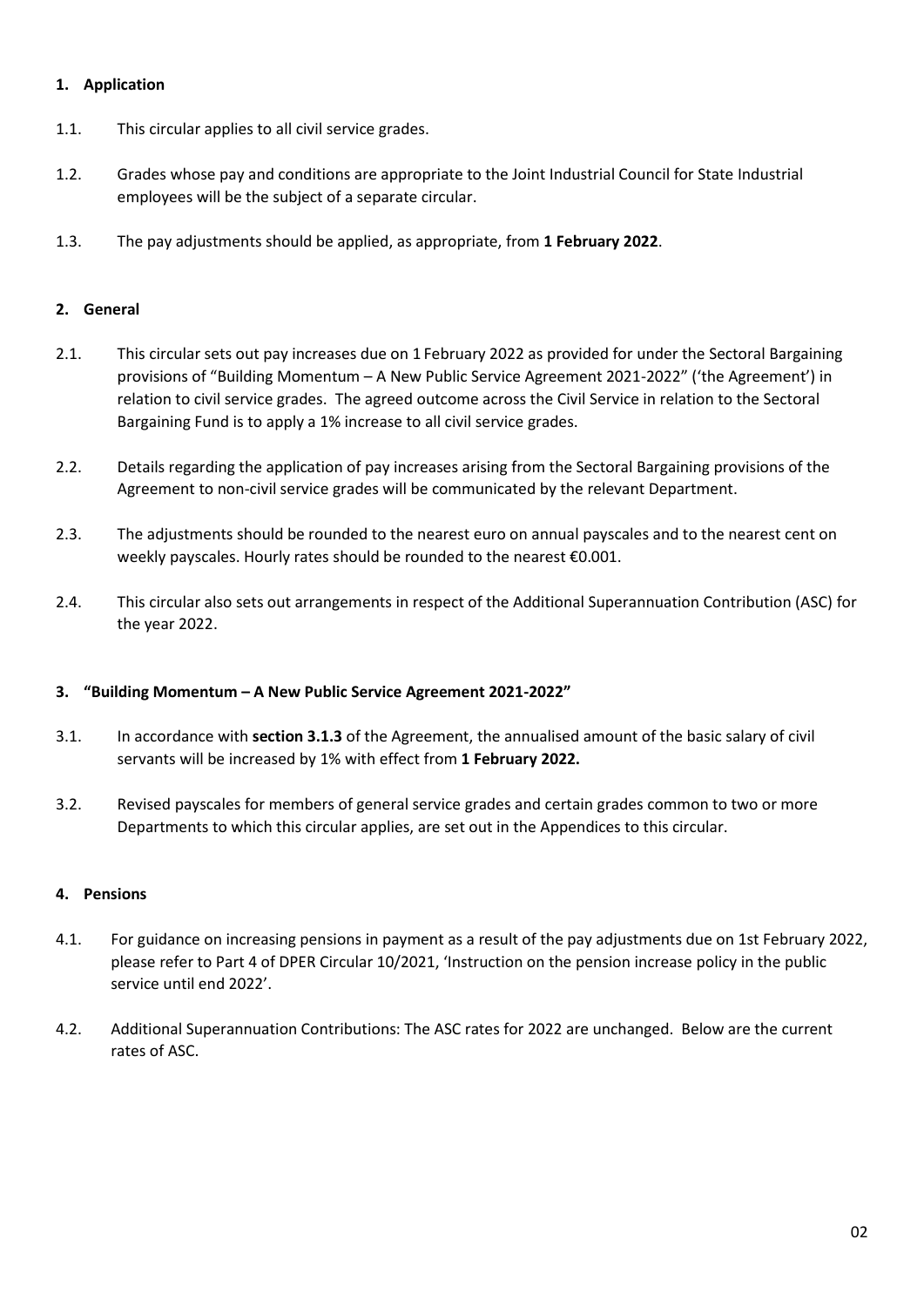## 1. Application

1.1. This circular applies to all civil service grades.

1.2. Grades whose pay and conditions are appropriate to the Joint Industrial Council for State Industrial employees will be the subject of a separate circular.

1.3. The pay adjustments should be applied, as appropriate, from **1 February 2022**.

## 2. General

2.1. This circular sets out pay increases due on 1 February 2022 as provided for under the Sectoral Bargaining provisions of "Building Momentum – A New Public Service Agreement 2021-2022" ('the Agreement') in relation to civil service grades. The agreed outcome across the Civil Service in relation to the Sectoral Bargaining Fund is to apply a 1% increase to all civil service grades.

2.2. Details regarding the application of pay increases arising from the Sectoral Bargaining provisions of the Agreement to non-civil service grades will be communicated by the relevant Department.

2.3. The adjustments should be rounded to the nearest euro on annual payscales and to the nearest cent on weekly payscales. Hourly rates should be rounded to the nearest €0.001.

2.4. This circular also sets out arrangements in respect of the Additional Superannuation Contribution (ASC) for the year 2022.

## 3. "Building Momentum – A New Public Service Agreement 2021-2022"

3.1. In accordance with **section 3.1.3** of the Agreement, the annualised amount of the basic salary of civil servants will be increased by 1% with effect from **1 February 2022.**

3.2. Revised payscales for members of general service grades and certain grades common to two or more Departments to which this circular applies, are set out in the Appendices to this circular.

## 4. Pensions

4.1. For guidance on increasing pensions in payment as a result of the pay adjustments due on 1st February 2022, please refer to Part 4 of DPER Circular 10/2021, 'Instruction on the pension increase policy in the public service until end 2022'.

4.2. Additional Superannuation Contributions: The ASC rates for 2022 are unchanged. Below are the current rates of ASC.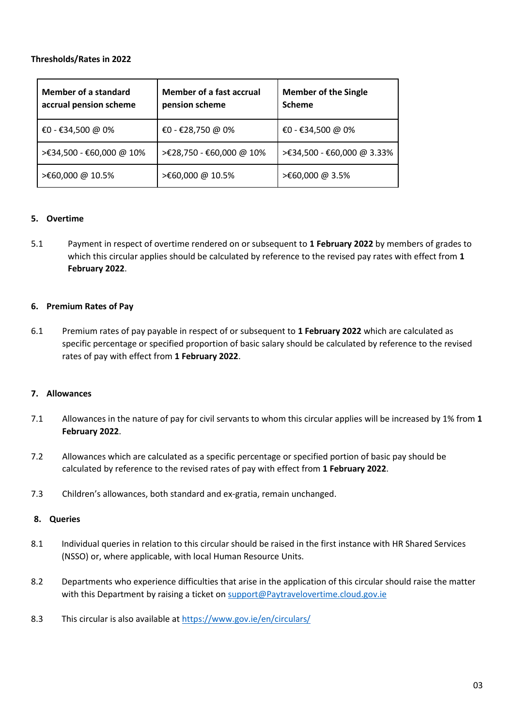**Thresholds/Rates in 2022**

| Member of a standard accrual pension scheme | Member of a fast accrual pension scheme | Member of the Single Scheme |
|---|---|---|
| €0 - €34,500 @ 0% | €0 - €28,750 @ 0% | €0 - €34,500 @ 0% |
| >€34,500 - €60,000 @ 10% | >€28,750 - €60,000 @ 10% | >€34,500 - €60,000 @ 3.33% |
| >€60,000 @ 10.5% | >€60,000 @ 10.5% | >€60,000 @ 3.5% |

## 5. Overtime

5.1 Payment in respect of overtime rendered on or subsequent to **1 February 2022** by members of grades to which this circular applies should be calculated by reference to the revised pay rates with effect from **1 February 2022**.

## 6. Premium Rates of Pay

6.1 Premium rates of pay payable in respect of or subsequent to **1 February 2022** which are calculated as specific percentage or specified proportion of basic salary should be calculated by reference to the revised rates of pay with effect from **1 February 2022**.

## 7. Allowances

7.1 Allowances in the nature of pay for civil servants to whom this circular applies will be increased by 1% from **1 February 2022**.

7.2 Allowances which are calculated as a specific percentage or specified portion of basic pay should be calculated by reference to the revised rates of pay with effect from **1 February 2022**.

7.3 Children's allowances, both standard and ex-gratia, remain unchanged.

## 8. Queries

8.1 Individual queries in relation to this circular should be raised in the first instance with HR Shared Services (NSSO) or, where applicable, with local Human Resource Units.

8.2 Departments who experience difficulties that arise in the application of this circular should raise the matter with this Department by raising a ticket on support@Paytravelovertime.cloud.gov.ie

8.3 This circular is also available at https://www.gov.ie/en/circulars/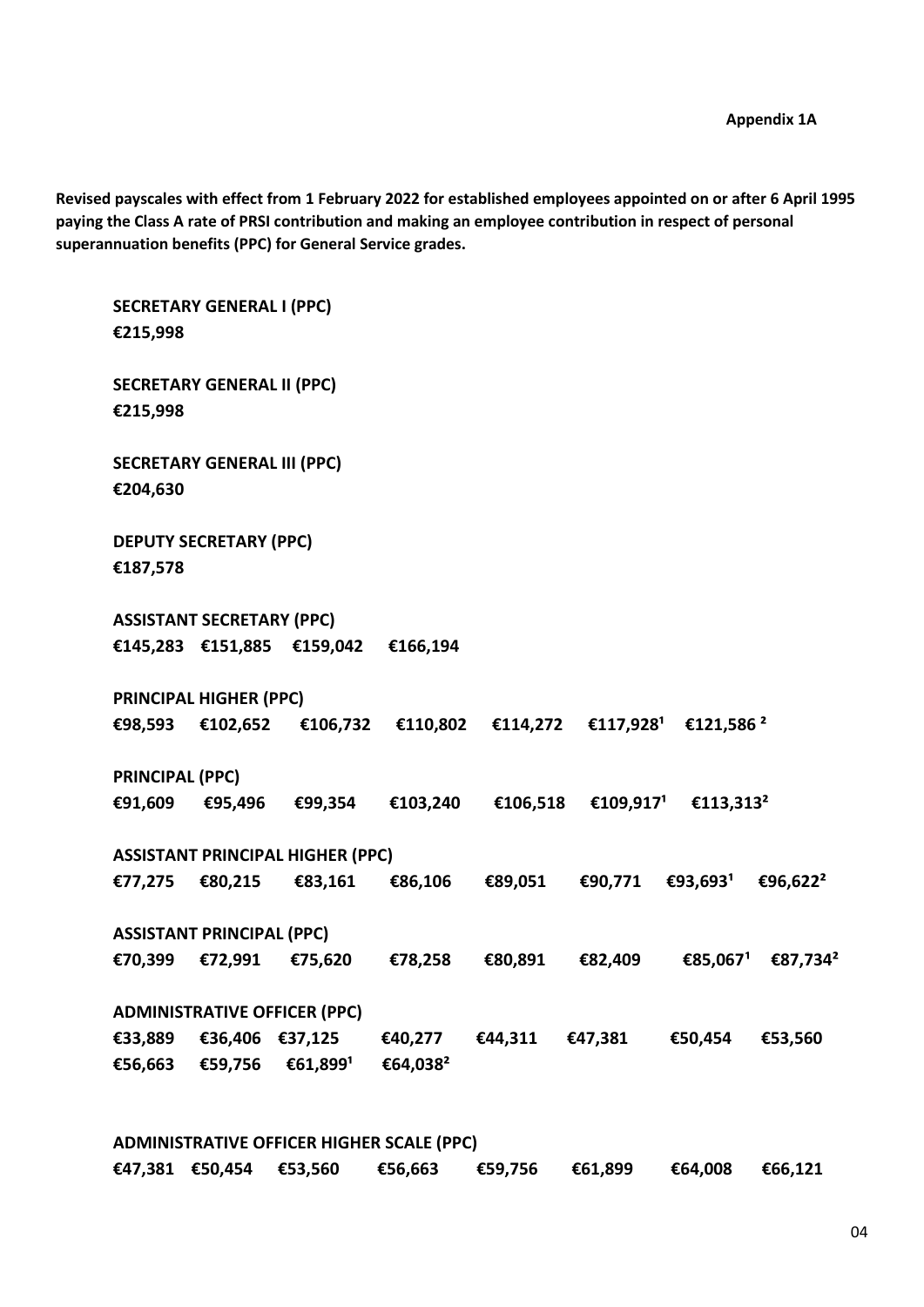**Appendix 1A**

**Revised payscales with effect from 1 February 2022 for established employees appointed on or after 6 April 1995 paying the Class A rate of PRSI contribution and making an employee contribution in respect of personal superannuation benefits (PPC) for General Service grades.**

**SECRETARY GENERAL I (PPC)**
**€215,998**

**SECRETARY GENERAL II (PPC)**
**€215,998**

**SECRETARY GENERAL III (PPC)**
**€204,630**

**DEPUTY SECRETARY (PPC)**
**€187,578**

**ASSISTANT SECRETARY (PPC)**
**€145,283 €151,885 €159,042 €166,194**

**PRINCIPAL HIGHER (PPC)**
**€98,593 €102,652 €106,732 €110,802 €114,272 €117,928[1] €121,586[2]**

**PRINCIPAL (PPC)**
**€91,609 €95,496 €99,354 €103,240 €106,518 €109,917[1] €113,313[2]**

**ASSISTANT PRINCIPAL HIGHER (PPC)**
**€77,275 €80,215 €83,161 €86,106 €89,051 €90,771 €93,693[1] €96,622[2]**

**ASSISTANT PRINCIPAL (PPC)**
**€70,399 €72,991 €75,620 €78,258 €80,891 €82,409 €85,067[1] €87,734[2]**

**ADMINISTRATIVE OFFICER (PPC)**
**€33,889 €36,406 €37,125 €40,277 €44,311 €47,381 €50,454 €53,560 €56,663 €59,756 €61,899[1] €64,038[2]**

**ADMINISTRATIVE OFFICER HIGHER SCALE (PPC)**
**€47,381 €50,454 €53,560 €56,663 €59,756 €61,899 €64,008 €66,121**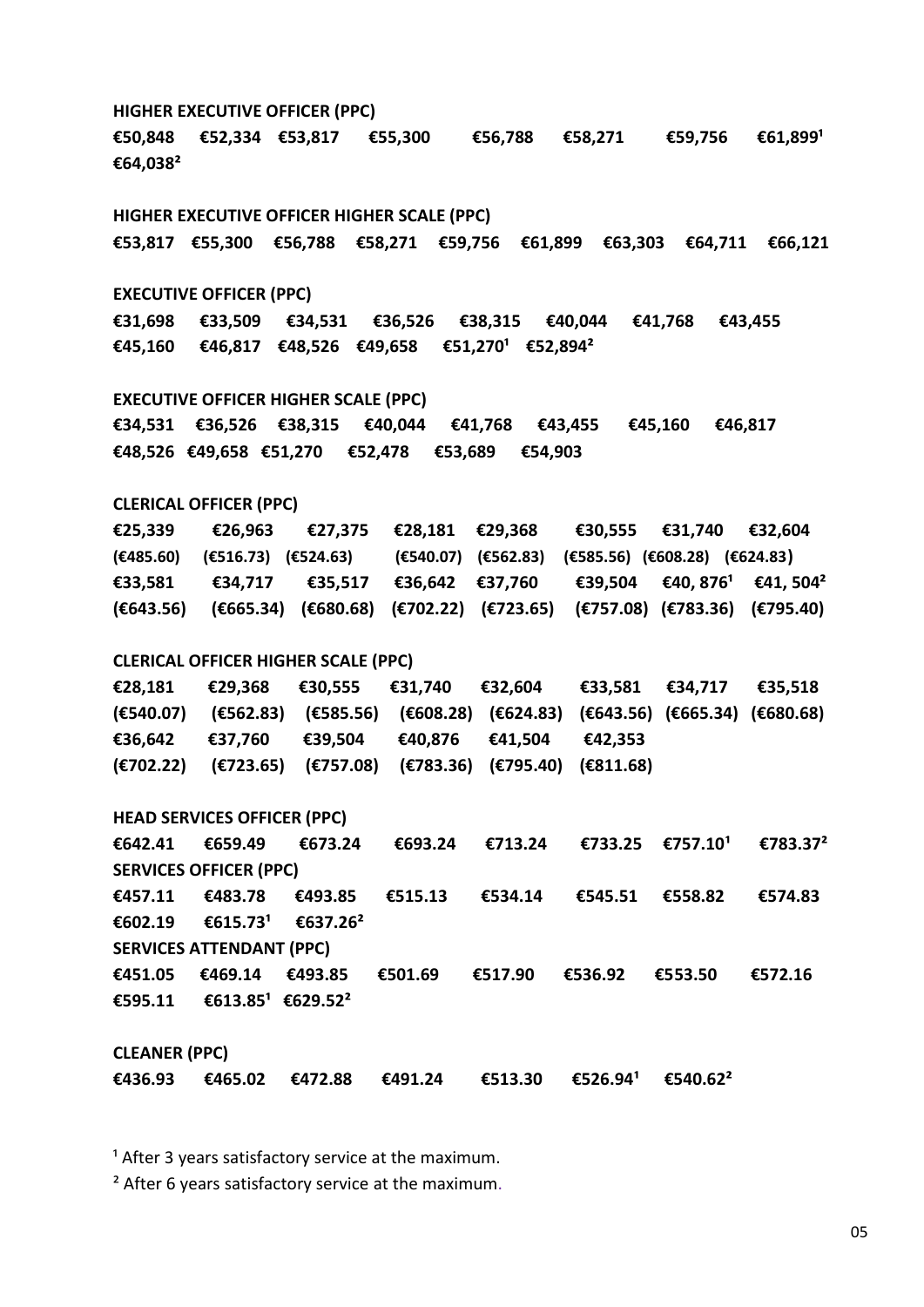**HIGHER EXECUTIVE OFFICER (PPC)**

**€50,848 €52,334 €53,817 €55,300 €56,788 €58,271 €59,756 €61,899[1] €64,038[2]**

**HIGHER EXECUTIVE OFFICER HIGHER SCALE (PPC)**

**€53,817 €55,300 €56,788 €58,271 €59,756 €61,899 €63,303 €64,711 €66,121**

**EXECUTIVE OFFICER (PPC)**

**€31,698 €33,509 €34,531 €36,526 €38,315 €40,044 €41,768 €43,455 €45,160 €46,817 €48,526 €49,658 €51,270[1] €52,894[2]**

**EXECUTIVE OFFICER HIGHER SCALE (PPC)**

**€34,531 €36,526 €38,315 €40,044 €41,768 €43,455 €45,160 €46,817 €48,526 €49,658 €51,270 €52,478 €53,689 €54,903**

**CLERICAL OFFICER (PPC)**

**€25,339 €26,963 €27,375 €28,181 €29,368 €30,555 €31,740 €32,604**
**(€485.60) (€516.73) (€524.63) (€540.07) (€562.83) (€585.56) (€608.28) (€624.83)**
**€33,581 €34,717 €35,517 €36,642 €37,760 €39,504 €40, 876[1] €41, 504[2]**
**(€643.56) (€665.34) (€680.68) (€702.22) (€723.65) (€757.08) (€783.36) (€795.40)**

**CLERICAL OFFICER HIGHER SCALE (PPC)**

**€28,181 €29,368 €30,555 €31,740 €32,604 €33,581 €34,717 €35,518**
**(€540.07) (€562.83) (€585.56) (€608.28) (€624.83) (€643.56) (€665.34) (€680.68)**
**€36,642 €37,760 €39,504 €40,876 €41,504 €42,353**
**(€702.22) (€723.65) (€757.08) (€783.36) (€795.40) (€811.68)**

**HEAD SERVICES OFFICER (PPC)**

**€642.41 €659.49 €673.24 €693.24 €713.24 €733.25 €757.10[1] €783.37[2]**

**SERVICES OFFICER (PPC)**

**€457.11 €483.78 €493.85 €515.13 €534.14 €545.51 €558.82 €574.83 €602.19 €615.73[1] €637.26[2]**

**SERVICES ATTENDANT (PPC)**

**€451.05 €469.14 €493.85 €501.69 €517.90 €536.92 €553.50 €572.16 €595.11 €613.85[1] €629.52[2]**

**CLEANER (PPC)**

**€436.93 €465.02 €472.88 €491.24 €513.30 €526.94[1] €540.62[2]**

[1] After 3 years satisfactory service at the maximum.

[2] After 6 years satisfactory service at the maximum.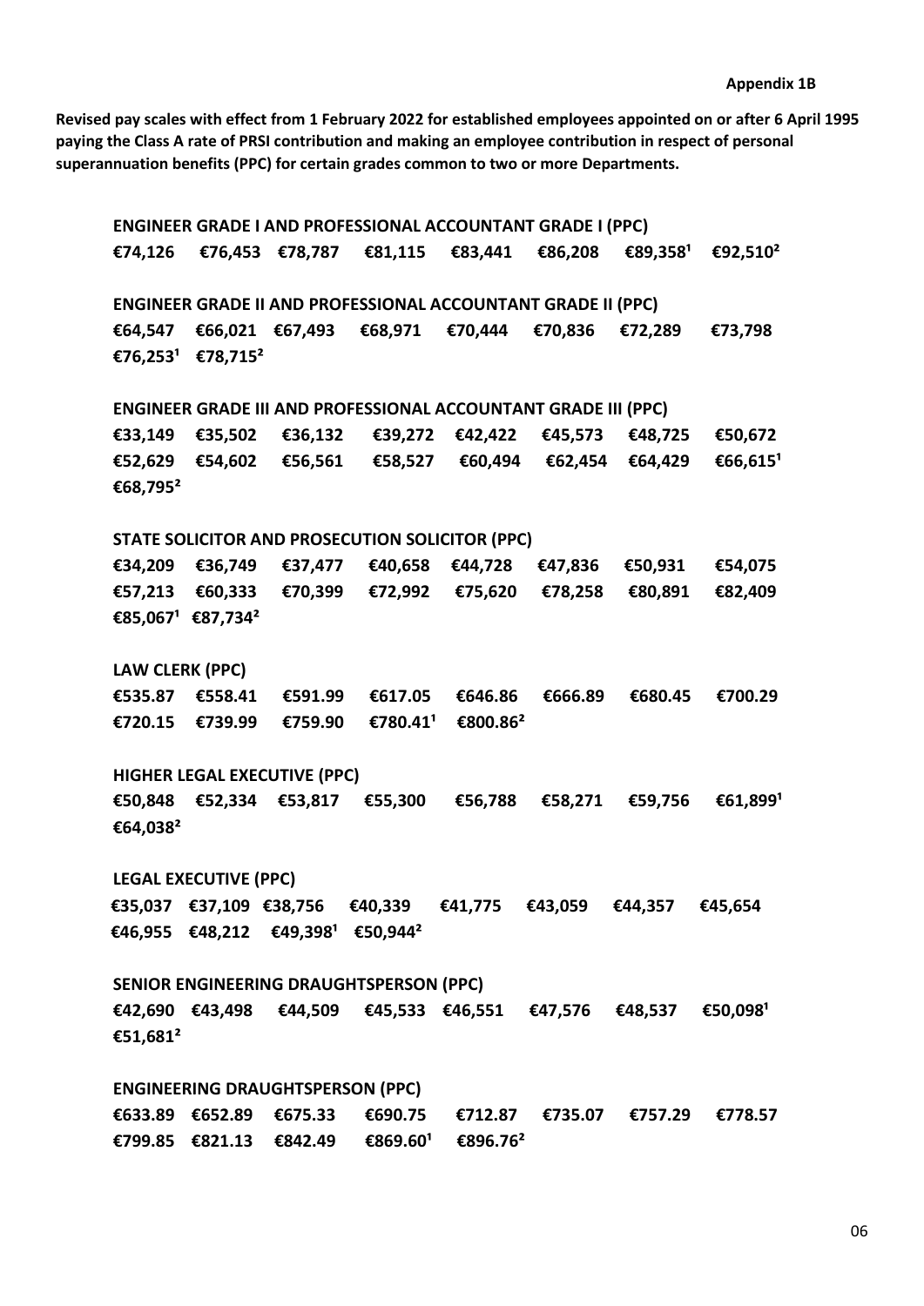**Appendix 1B**

**Revised pay scales with effect from 1 February 2022 for established employees appointed on or after 6 April 1995 paying the Class A rate of PRSI contribution and making an employee contribution in respect of personal superannuation benefits (PPC) for certain grades common to two or more Departments.**

**ENGINEER GRADE I AND PROFESSIONAL ACCOUNTANT GRADE I (PPC)**

**€74,126 €76,453 €78,787 €81,115 €83,441 €86,208 €89,358[1] €92,510[2]**

**ENGINEER GRADE II AND PROFESSIONAL ACCOUNTANT GRADE II (PPC)**

**€64,547 €66,021 €67,493 €68,971 €70,444 €70,836 €72,289 €73,798 €76,253[1] €78,715[2]**

**ENGINEER GRADE III AND PROFESSIONAL ACCOUNTANT GRADE III (PPC)**

**€33,149 €35,502 €36,132 €39,272 €42,422 €45,573 €48,725 €50,672 €52,629 €54,602 €56,561 €58,527 €60,494 €62,454 €64,429 €66,615[1] €68,795[2]**

**STATE SOLICITOR AND PROSECUTION SOLICITOR (PPC)**

**€34,209 €36,749 €37,477 €40,658 €44,728 €47,836 €50,931 €54,075 €57,213 €60,333 €70,399 €72,992 €75,620 €78,258 €80,891 €82,409 €85,067[1] €87,734[2]**

**LAW CLERK (PPC)**

**€535.87 €558.41 €591.99 €617.05 €646.86 €666.89 €680.45 €700.29 €720.15 €739.99 €759.90 €780.41[1] €800.86[2]**

**HIGHER LEGAL EXECUTIVE (PPC)**

**€50,848 €52,334 €53,817 €55,300 €56,788 €58,271 €59,756 €61,899[1] €64,038[2]**

**LEGAL EXECUTIVE (PPC)**

**€35,037 €37,109 €38,756 €40,339 €41,775 €43,059 €44,357 €45,654 €46,955 €48,212 €49,398[1] €50,944[2]**

**SENIOR ENGINEERING DRAUGHTSPERSON (PPC)**

**€42,690 €43,498 €44,509 €45,533 €46,551 €47,576 €48,537 €50,098[1] €51,681[2]**

**ENGINEERING DRAUGHTSPERSON (PPC)**

**€633.89 €652.89 €675.33 €690.75 €712.87 €735.07 €757.29 €778.57 €799.85 €821.13 €842.49 €869.60[1] €896.76[2]**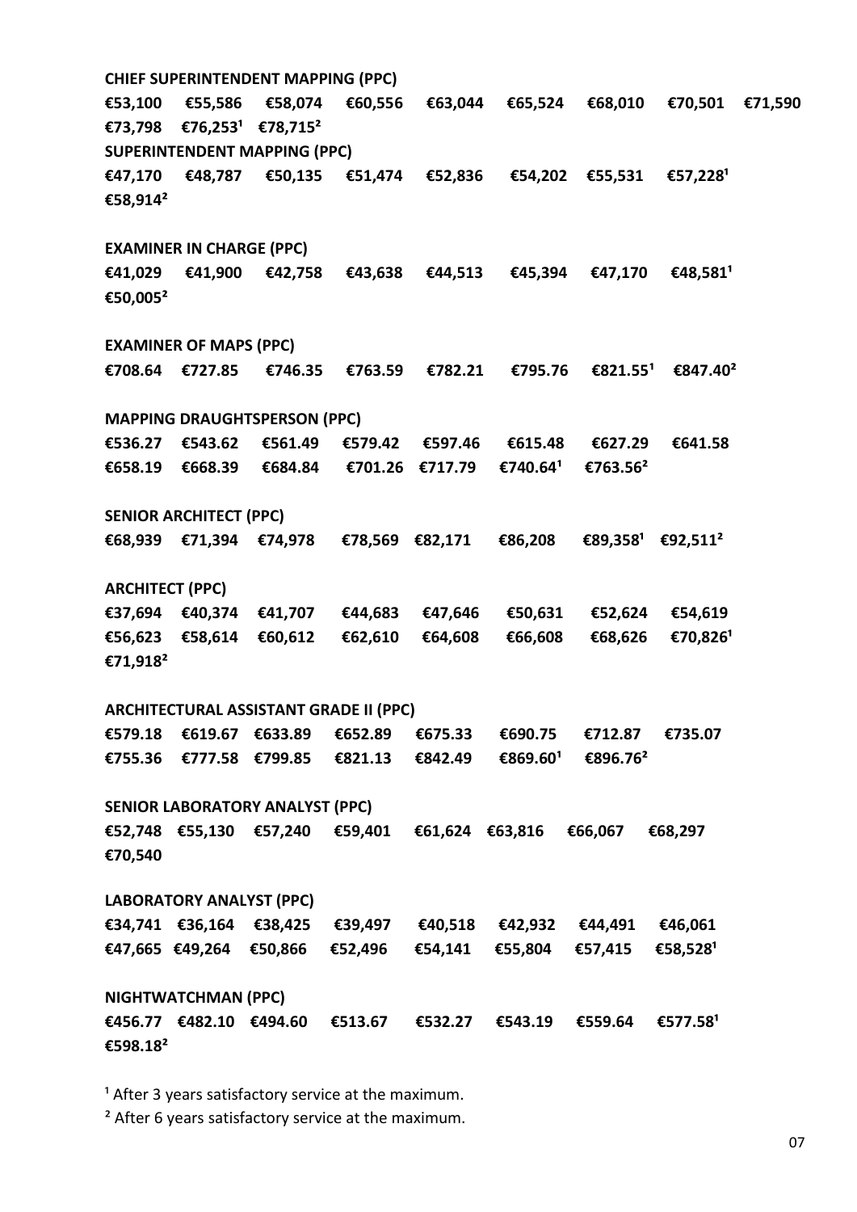**CHIEF SUPERINTENDENT MAPPING (PPC)**

**€53,100 €55,586 €58,074 €60,556 €63,044 €65,524 €68,010 €70,501 €71,590 €73,798 €76,253[1] €78,715[2]**

**SUPERINTENDENT MAPPING (PPC)**

**€47,170 €48,787 €50,135 €51,474 €52,836 €54,202 €55,531 €57,228[1] €58,914[2]**

**EXAMINER IN CHARGE (PPC)**

**€41,029 €41,900 €42,758 €43,638 €44,513 €45,394 €47,170 €48,581[1] €50,005[2]**

**EXAMINER OF MAPS (PPC)**

**€708.64 €727.85 €746.35 €763.59 €782.21 €795.76 €821.55[1] €847.40[2]**

**MAPPING DRAUGHTSPERSON (PPC)**

**€536.27 €543.62 €561.49 €579.42 €597.46 €615.48 €627.29 €641.58 €658.19 €668.39 €684.84 €701.26 €717.79 €740.64[1] €763.56[2]**

**SENIOR ARCHITECT (PPC)**

**€68,939 €71,394 €74,978 €78,569 €82,171 €86,208 €89,358[1] €92,511[2]**

**ARCHITECT (PPC)**

**€37,694 €40,374 €41,707 €44,683 €47,646 €50,631 €52,624 €54,619 €56,623 €58,614 €60,612 €62,610 €64,608 €66,608 €68,626 €70,826[1] €71,918[2]**

**ARCHITECTURAL ASSISTANT GRADE II (PPC)**

**€579.18 €619.67 €633.89 €652.89 €675.33 €690.75 €712.87 €735.07 €755.36 €777.58 €799.85 €821.13 €842.49 €869.60[1] €896.76[2]**

**SENIOR LABORATORY ANALYST (PPC)**

**€52,748 €55,130 €57,240 €59,401 €61,624 €63,816 €66,067 €68,297 €70,540**

**LABORATORY ANALYST (PPC)**

**€34,741 €36,164 €38,425 €39,497 €40,518 €42,932 €44,491 €46,061 €47,665 €49,264 €50,866 €52,496 €54,141 €55,804 €57,415 €58,528[1]**

**NIGHTWATCHMAN (PPC)**

**€456.77 €482.10 €494.60 €513.67 €532.27 €543.19 €559.64 €577.58[1] €598.18[2]**

[1] After 3 years satisfactory service at the maximum.

[2] After 6 years satisfactory service at the maximum.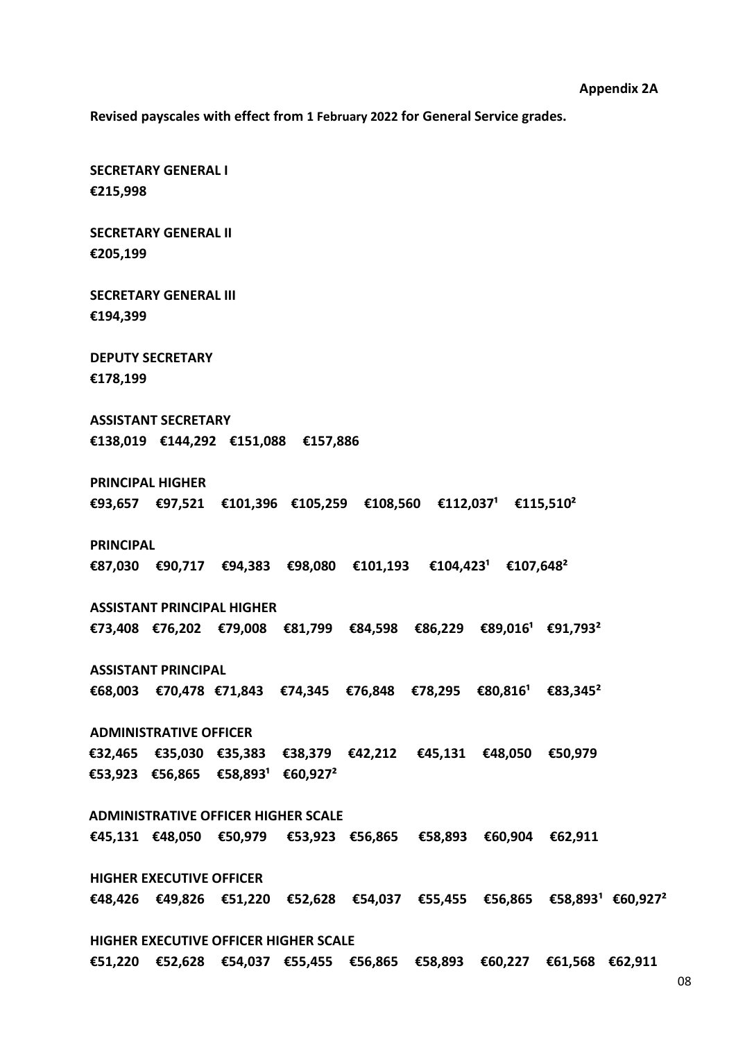**Appendix 2A**

**Revised payscales with effect from 1 February 2022 for General Service grades.**

**SECRETARY GENERAL I**
**€215,998**

**SECRETARY GENERAL II**
**€205,199**

**SECRETARY GENERAL III**
**€194,399**

**DEPUTY SECRETARY**
**€178,199**

**ASSISTANT SECRETARY**
**€138,019 €144,292 €151,088 €157,886**

**PRINCIPAL HIGHER**
**€93,657 €97,521 €101,396 €105,259 €108,560 €112,037[1] €115,510[2]**

**PRINCIPAL**
**€87,030 €90,717 €94,383 €98,080 €101,193 €104,423[1] €107,648[2]**

**ASSISTANT PRINCIPAL HIGHER**
**€73,408 €76,202 €79,008 €81,799 €84,598 €86,229 €89,016[1] €91,793[2]**

**ASSISTANT PRINCIPAL**
**€68,003 €70,478 €71,843 €74,345 €76,848 €78,295 €80,816[1] €83,345[2]**

**ADMINISTRATIVE OFFICER**
**€32,465 €35,030 €35,383 €38,379 €42,212 €45,131 €48,050 €50,979 €53,923 €56,865 €58,893[1] €60,927[2]**

**ADMINISTRATIVE OFFICER HIGHER SCALE**
**€45,131 €48,050 €50,979 €53,923 €56,865 €58,893 €60,904 €62,911**

**HIGHER EXECUTIVE OFFICER**
**€48,426 €49,826 €51,220 €52,628 €54,037 €55,455 €56,865 €58,893[1] €60,927[2]**

**HIGHER EXECUTIVE OFFICER HIGHER SCALE**
**€51,220 €52,628 €54,037 €55,455 €56,865 €58,893 €60,227 €61,568 €62,911**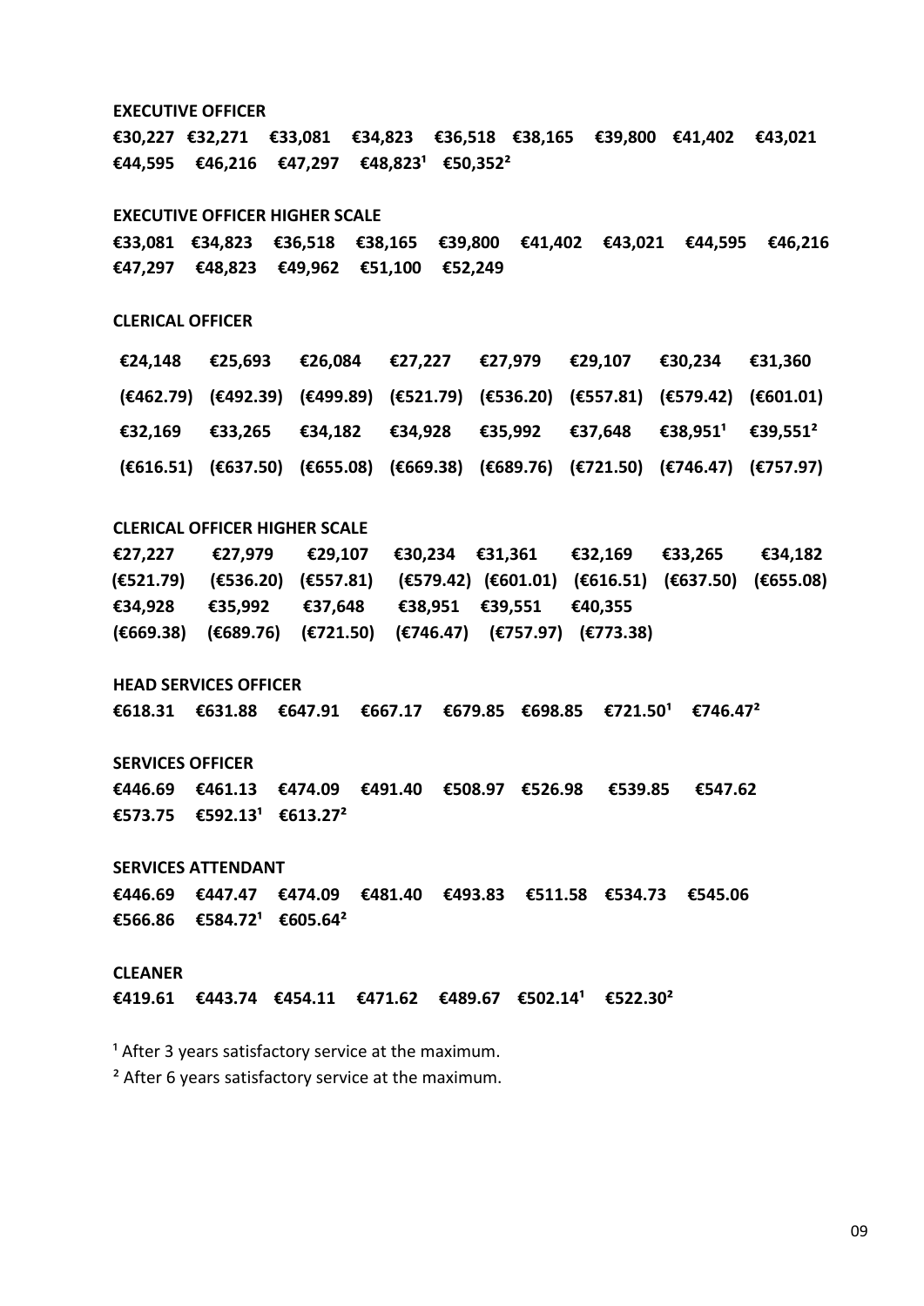**EXECUTIVE OFFICER**

**€30,227 €32,271 €33,081 €34,823 €36,518 €38,165 €39,800 €41,402 €43,021 €44,595 €46,216 €47,297 €48,823[1] €50,352[2]**

**EXECUTIVE OFFICER HIGHER SCALE**

**€33,081 €34,823 €36,518 €38,165 €39,800 €41,402 €43,021 €44,595 €46,216 €47,297 €48,823 €49,962 €51,100 €52,249**

**CLERICAL OFFICER**

| | | | | | | | |
|---|---|---|---|---|---|---|---|
| **€24,148** | **€25,693** | **€26,084** | **€27,227** | **€27,979** | **€29,107** | **€30,234** | **€31,360** |
| **(€462.79)** | **(€492.39)** | **(€499.89)** | **(€521.79)** | **(€536.20)** | **(€557.81)** | **(€579.42)** | **(€601.01)** |
| **€32,169** | **€33,265** | **€34,182** | **€34,928** | **€35,992** | **€37,648** | **€38,951[1]** | **€39,551[2]** |
| **(€616.51)** | **(€637.50)** | **(€655.08)** | **(€669.38)** | **(€689.76)** | **(€721.50)** | **(€746.47)** | **(€757.97)** |

**CLERICAL OFFICER HIGHER SCALE**

| | | | | | | | |
|---|---|---|---|---|---|---|---|
| **€27,227** | **€27,979** | **€29,107** | **€30,234** | **€31,361** | **€32,169** | **€33,265** | **€34,182** |
| **(€521.79)** | **(€536.20)** | **(€557.81)** | **(€579.42)** | **(€601.01)** | **(€616.51)** | **(€637.50)** | **(€655.08)** |
| **€34,928** | **€35,992** | **€37,648** | **€38,951** | **€39,551** | **€40,355** | | |
| **(€669.38)** | **(€689.76)** | **(€721.50)** | **(€746.47)** | **(€757.97)** | **(€773.38)** | | |

**HEAD SERVICES OFFICER**

**€618.31 €631.88 €647.91 €667.17 €679.85 €698.85 €721.50[1] €746.47[2]**

**SERVICES OFFICER**

**€446.69 €461.13 €474.09 €491.40 €508.97 €526.98 €539.85 €547.62 €573.75 €592.13[1] €613.27[2]**

**SERVICES ATTENDANT**

**€446.69 €447.47 €474.09 €481.40 €493.83 €511.58 €534.73 €545.06 €566.86 €584.72[1] €605.64[2]**

**CLEANER**

**€419.61 €443.74 €454.11 €471.62 €489.67 €502.14[1] €522.30[2]**

[1] After 3 years satisfactory service at the maximum.

[2] After 6 years satisfactory service at the maximum.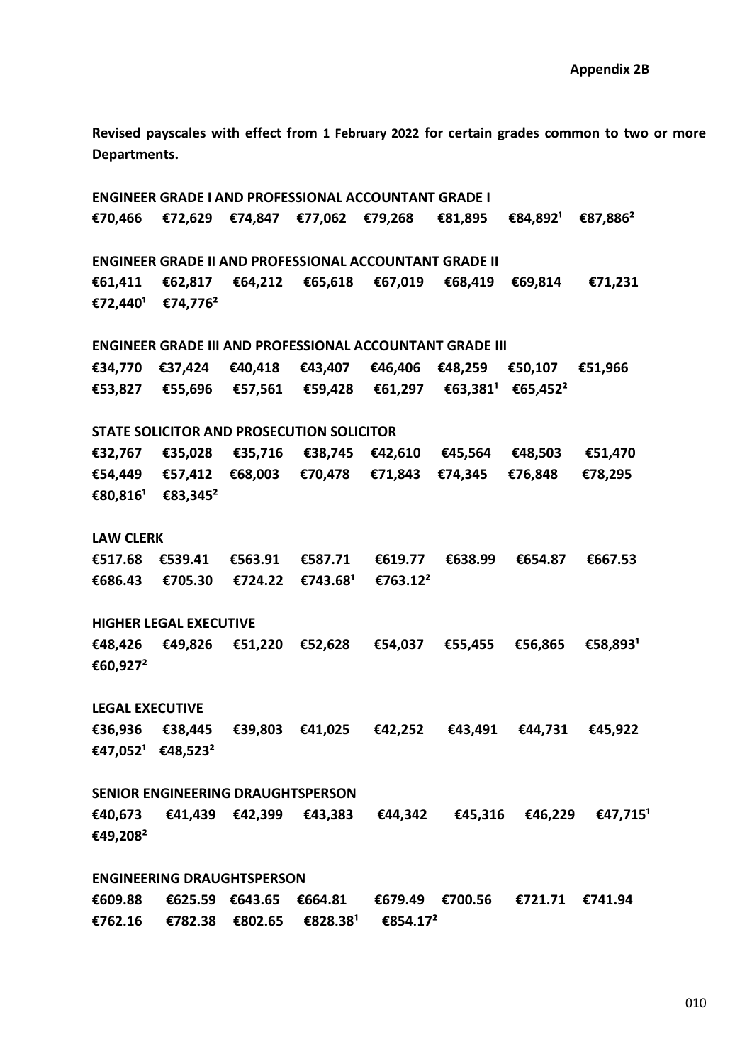**Appendix 2B**

**Revised payscales with effect from 1 February 2022 for certain grades common to two or more Departments.**

**ENGINEER GRADE I AND PROFESSIONAL ACCOUNTANT GRADE I**

**€70,466 €72,629 €74,847 €77,062 €79,268 €81,895 €84,892[1] €87,886[2]**

**ENGINEER GRADE II AND PROFESSIONAL ACCOUNTANT GRADE II**

**€61,411 €62,817 €64,212 €65,618 €67,019 €68,419 €69,814 €71,231 €72,440[1] €74,776[2]**

**ENGINEER GRADE III AND PROFESSIONAL ACCOUNTANT GRADE III**

**€34,770 €37,424 €40,418 €43,407 €46,406 €48,259 €50,107 €51,966 €53,827 €55,696 €57,561 €59,428 €61,297 €63,381[1] €65,452[2]**

**STATE SOLICITOR AND PROSECUTION SOLICITOR**

**€32,767 €35,028 €35,716 €38,745 €42,610 €45,564 €48,503 €51,470 €54,449 €57,412 €68,003 €70,478 €71,843 €74,345 €76,848 €78,295 €80,816[1] €83,345[2]**

**LAW CLERK**

**€517.68 €539.41 €563.91 €587.71 €619.77 €638.99 €654.87 €667.53 €686.43 €705.30 €724.22 €743.68[1] €763.12[2]**

**HIGHER LEGAL EXECUTIVE**

**€48,426 €49,826 €51,220 €52,628 €54,037 €55,455 €56,865 €58,893[1] €60,927[2]**

**LEGAL EXECUTIVE**

**€36,936 €38,445 €39,803 €41,025 €42,252 €43,491 €44,731 €45,922 €47,052[1] €48,523[2]**

**SENIOR ENGINEERING DRAUGHTSPERSON**

**€40,673 €41,439 €42,399 €43,383 €44,342 €45,316 €46,229 €47,715[1] €49,208[2]**

**ENGINEERING DRAUGHTSPERSON**

**€609.88 €625.59 €643.65 €664.81 €679.49 €700.56 €721.71 €741.94 €762.16 €782.38 €802.65 €828.38[1] €854.17[2]**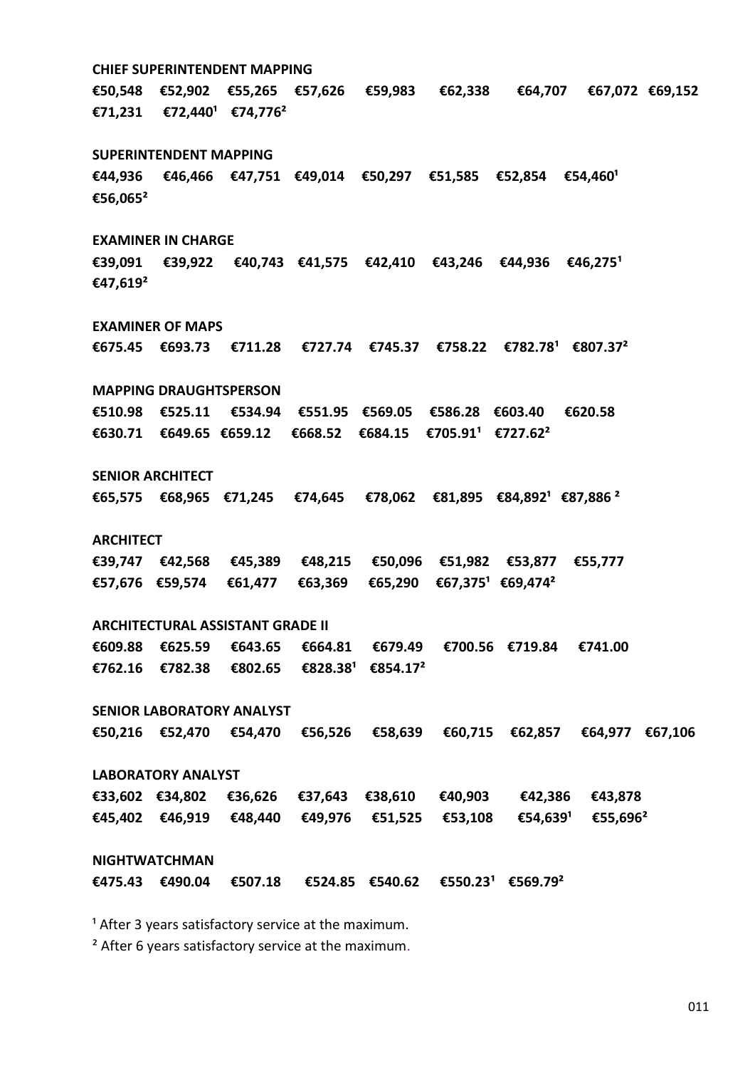**CHIEF SUPERINTENDENT MAPPING**

**€50,548 €52,902 €55,265 €57,626 €59,983 €62,338 €64,707 €67,072 €69,152 €71,231 €72,440[1] €74,776[2]**

**SUPERINTENDENT MAPPING**

**€44,936 €46,466 €47,751 €49,014 €50,297 €51,585 €52,854 €54,460[1] €56,065[2]**

**EXAMINER IN CHARGE**

**€39,091 €39,922 €40,743 €41,575 €42,410 €43,246 €44,936 €46,275[1] €47,619[2]**

**EXAMINER OF MAPS**

**€675.45 €693.73 €711.28 €727.74 €745.37 €758.22 €782.78[1] €807.37[2]**

**MAPPING DRAUGHTSPERSON**

**€510.98 €525.11 €534.94 €551.95 €569.05 €586.28 €603.40 €620.58 €630.71 €649.65 €659.12 €668.52 €684.15 €705.91[1] €727.62[2]**

**SENIOR ARCHITECT**

**€65,575 €68,965 €71,245 €74,645 €78,062 €81,895 €84,892[1] €87,886[2]**

**ARCHITECT**

**€39,747 €42,568 €45,389 €48,215 €50,096 €51,982 €53,877 €55,777 €57,676 €59,574 €61,477 €63,369 €65,290 €67,375[1] €69,474[2]**

**ARCHITECTURAL ASSISTANT GRADE II**

**€609.88 €625.59 €643.65 €664.81 €679.49 €700.56 €719.84 €741.00 €762.16 €782.38 €802.65 €828.38[1] €854.17[2]**

**SENIOR LABORATORY ANALYST**

**€50,216 €52,470 €54,470 €56,526 €58,639 €60,715 €62,857 €64,977 €67,106**

**LABORATORY ANALYST**

**€33,602 €34,802 €36,626 €37,643 €38,610 €40,903 €42,386 €43,878 €45,402 €46,919 €48,440 €49,976 €51,525 €53,108 €54,639[1] €55,696[2]**

**NIGHTWATCHMAN**

**€475.43 €490.04 €507.18 €524.85 €540.62 €550.23[1] €569.79[2]**

[1] After 3 years satisfactory service at the maximum.

[2] After 6 years satisfactory service at the maximum.